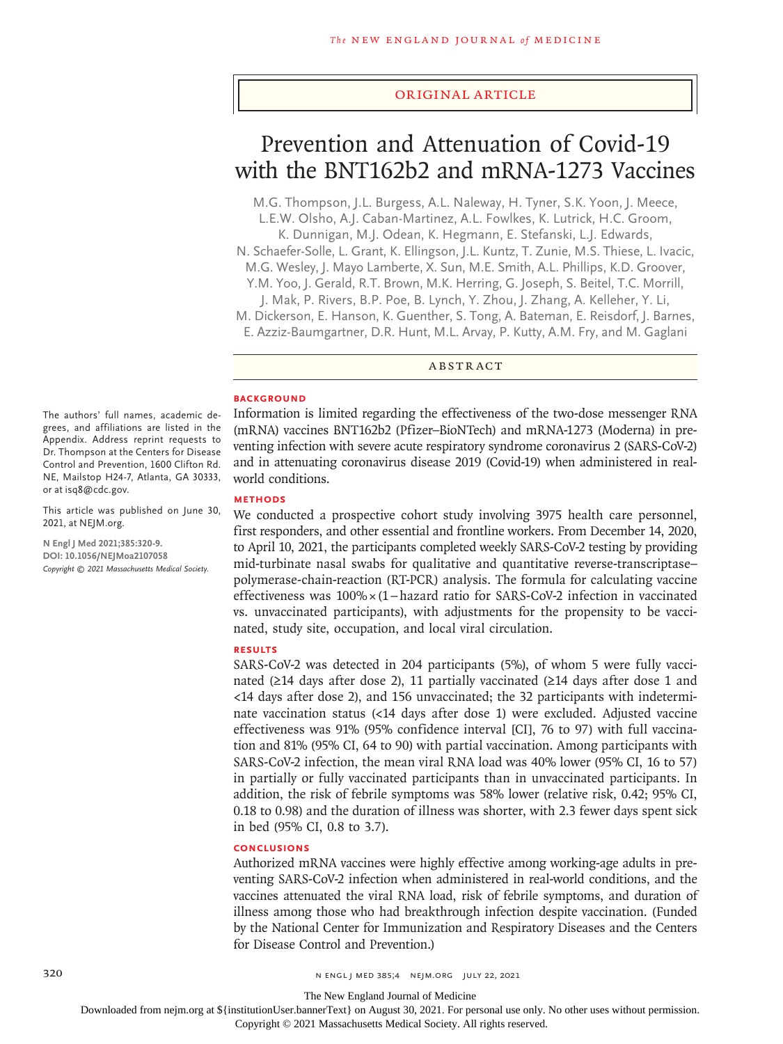ORIGINAL ARTICLE

# Prevention and Attenuation of Covid-19 with the BNT162b2 and mRNA-1273 Vaccines

M.G. Thompson, J.L. Burgess, A.L. Naleway, H. Tyner, S.K. Yoon, J. Meece, L.E.W. Olsho, A.J. Caban-Martinez, A.L. Fowlkes, K. Lutrick, H.C. Groom, K. Dunnigan, M.J. Odean, K. Hegmann, E. Stefanski, L.J. Edwards, N. Schaefer-Solle, L. Grant, K. Ellingson, J.L. Kuntz, T. Zunie, M.S. Thiese, L. Ivacic, M.G. Wesley, J. Mayo Lamberte, X. Sun, M.E. Smith, A.L. Phillips, K.D. Groover, Y.M. Yoo, J. Gerald, R.T. Brown, M.K. Herring, G. Joseph, S. Beitel, T.C. Morrill, J. Mak, P. Rivers, B.P. Poe, B. Lynch, Y. Zhou, J. Zhang, A. Kelleher, Y. Li, M. Dickerson, E. Hanson, K. Guenther, S. Tong, A. Bateman, E. Reisdorf, J. Barnes, E. Azziz-Baumgartner, D.R. Hunt, M.L. Arvay, P. Kutty, A.M. Fry, and M. Gaglani

The authors' full names, academic degrees, and affiliations are listed in the Appendix. Address reprint requests to Dr. Thompson at the Centers for Disease Control and Prevention, 1600 Clifton Rd. NE, Mailstop H24-7, Atlanta, GA 30333, or at isq8@cdc.gov.

This article was published on June 30, 2021, at NEJM.org.

N Engl J Med 2021;385:320-9.
DOI: 10.1056/NEJMoa2107058
*Copyright © 2021 Massachusetts Medical Society.*

## ABSTRACT

### BACKGROUND

Information is limited regarding the effectiveness of the two-dose messenger RNA (mRNA) vaccines BNT162b2 (Pfizer–BioNTech) and mRNA-1273 (Moderna) in preventing infection with severe acute respiratory syndrome coronavirus 2 (SARS-CoV-2) and in attenuating coronavirus disease 2019 (Covid-19) when administered in real-world conditions.

### METHODS

We conducted a prospective cohort study involving 3975 health care personnel, first responders, and other essential and frontline workers. From December 14, 2020, to April 10, 2021, the participants completed weekly SARS-CoV-2 testing by providing mid-turbinate nasal swabs for qualitative and quantitative reverse-transcriptase–polymerase-chain-reaction (RT-PCR) analysis. The formula for calculating vaccine effectiveness was 100%×(1−hazard ratio for SARS-CoV-2 infection in vaccinated vs. unvaccinated participants), with adjustments for the propensity to be vaccinated, study site, occupation, and local viral circulation.

### RESULTS

SARS-CoV-2 was detected in 204 participants (5%), of whom 5 were fully vaccinated (≥14 days after dose 2), 11 partially vaccinated (≥14 days after dose 1 and <14 days after dose 2), and 156 unvaccinated; the 32 participants with indeterminate vaccination status (<14 days after dose 1) were excluded. Adjusted vaccine effectiveness was 91% (95% confidence interval [CI], 76 to 97) with full vaccination and 81% (95% CI, 64 to 90) with partial vaccination. Among participants with SARS-CoV-2 infection, the mean viral RNA load was 40% lower (95% CI, 16 to 57) in partially or fully vaccinated participants than in unvaccinated participants. In addition, the risk of febrile symptoms was 58% lower (relative risk, 0.42; 95% CI, 0.18 to 0.98) and the duration of illness was shorter, with 2.3 fewer days spent sick in bed (95% CI, 0.8 to 3.7).

### CONCLUSIONS

Authorized mRNA vaccines were highly effective among working-age adults in preventing SARS-CoV-2 infection when administered in real-world conditions, and the vaccines attenuated the viral RNA load, risk of febrile symptoms, and duration of illness among those who had breakthrough infection despite vaccination. (Funded by the National Center for Immunization and Respiratory Diseases and the Centers for Disease Control and Prevention.)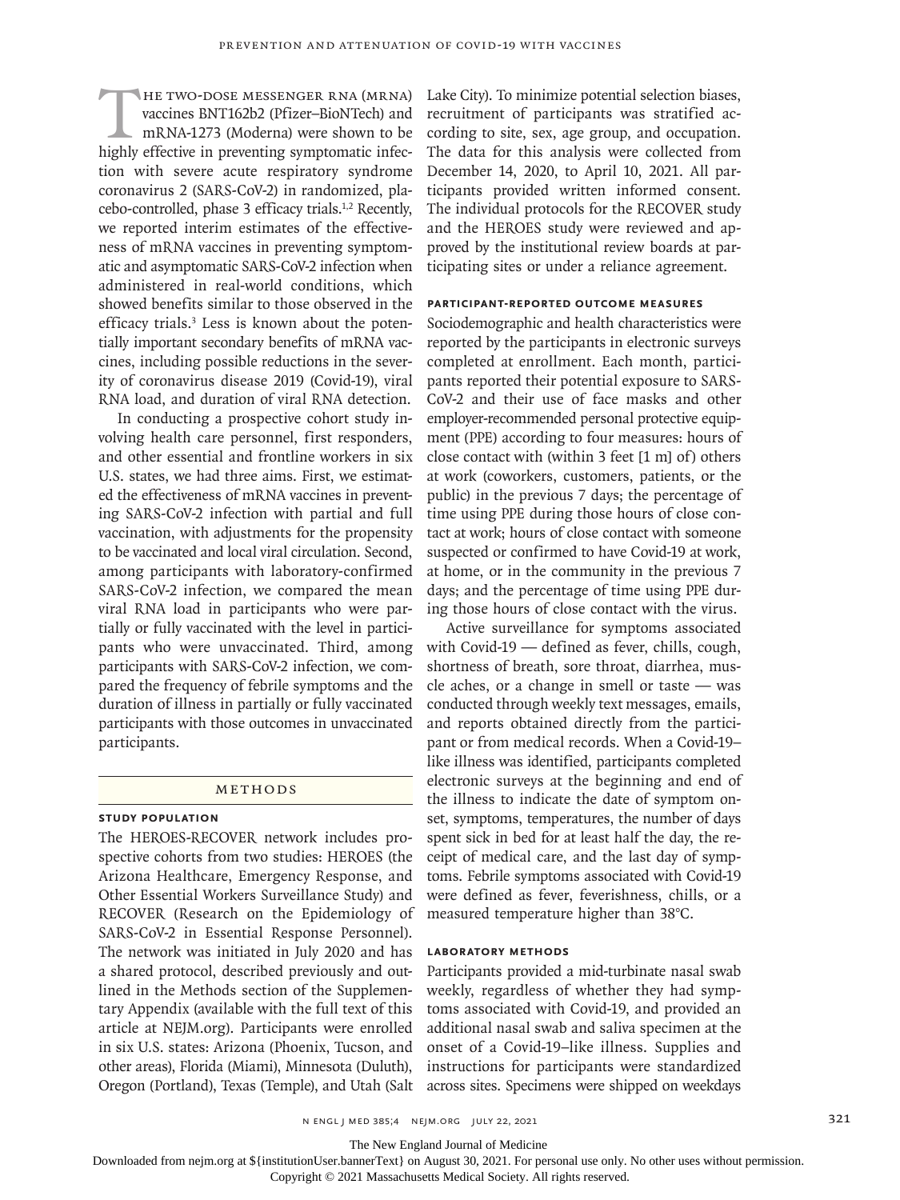The two-dose messenger RNA (mRNA) vaccines BNT162b2 (Pfizer–BioNTech) and mRNA-1273 (Moderna) were shown to be highly effective in preventing symptomatic infection with severe acute respiratory syndrome coronavirus 2 (SARS-CoV-2) in randomized, placebo-controlled, phase 3 efficacy trials.[1,2] Recently, we reported interim estimates of the effectiveness of mRNA vaccines in preventing symptomatic and asymptomatic SARS-CoV-2 infection when administered in real-world conditions, which showed benefits similar to those observed in the efficacy trials.[3] Less is known about the potentially important secondary benefits of mRNA vaccines, including possible reductions in the severity of coronavirus disease 2019 (Covid-19), viral RNA load, and duration of viral RNA detection.

In conducting a prospective cohort study involving health care personnel, first responders, and other essential and frontline workers in six U.S. states, we had three aims. First, we estimated the effectiveness of mRNA vaccines in preventing SARS-CoV-2 infection with partial and full vaccination, with adjustments for the propensity to be vaccinated and local viral circulation. Second, among participants with laboratory-confirmed SARS-CoV-2 infection, we compared the mean viral RNA load in participants who were partially or fully vaccinated with the level in participants who were unvaccinated. Third, among participants with SARS-CoV-2 infection, we compared the frequency of febrile symptoms and the duration of illness in partially or fully vaccinated participants with those outcomes in unvaccinated participants.

## Methods

### Study Population

The HEROES-RECOVER network includes prospective cohorts from two studies: HEROES (the Arizona Healthcare, Emergency Response, and Other Essential Workers Surveillance Study) and RECOVER (Research on the Epidemiology of SARS-CoV-2 in Essential Response Personnel). The network was initiated in July 2020 and has a shared protocol, described previously and outlined in the Methods section of the Supplementary Appendix (available with the full text of this article at NEJM.org). Participants were enrolled in six U.S. states: Arizona (Phoenix, Tucson, and other areas), Florida (Miami), Minnesota (Duluth), Oregon (Portland), Texas (Temple), and Utah (Salt Lake City). To minimize potential selection biases, recruitment of participants was stratified according to site, sex, age group, and occupation. The data for this analysis were collected from December 14, 2020, to April 10, 2021. All participants provided written informed consent. The individual protocols for the RECOVER study and the HEROES study were reviewed and approved by the institutional review boards at participating sites or under a reliance agreement.

### Participant-Reported Outcome Measures

Sociodemographic and health characteristics were reported by the participants in electronic surveys completed at enrollment. Each month, participants reported their potential exposure to SARS-CoV-2 and their use of face masks and other employer-recommended personal protective equipment (PPE) according to four measures: hours of close contact with (within 3 feet [1 m] of) others at work (coworkers, customers, patients, or the public) in the previous 7 days; the percentage of time using PPE during those hours of close contact at work; hours of close contact with someone suspected or confirmed to have Covid-19 at work, at home, or in the community in the previous 7 days; and the percentage of time using PPE during those hours of close contact with the virus.

Active surveillance for symptoms associated with Covid-19 — defined as fever, chills, cough, shortness of breath, sore throat, diarrhea, muscle aches, or a change in smell or taste — was conducted through weekly text messages, emails, and reports obtained directly from the participant or from medical records. When a Covid-19–like illness was identified, participants completed electronic surveys at the beginning and end of the illness to indicate the date of symptom onset, symptoms, temperatures, the number of days spent sick in bed for at least half the day, the receipt of medical care, and the last day of symptoms. Febrile symptoms associated with Covid-19 were defined as fever, feverishness, chills, or a measured temperature higher than 38°C.

### Laboratory Methods

Participants provided a mid-turbinate nasal swab weekly, regardless of whether they had symptoms associated with Covid-19, and provided an additional nasal swab and saliva specimen at the onset of a Covid-19–like illness. Supplies and instructions for participants were standardized across sites. Specimens were shipped on weekdays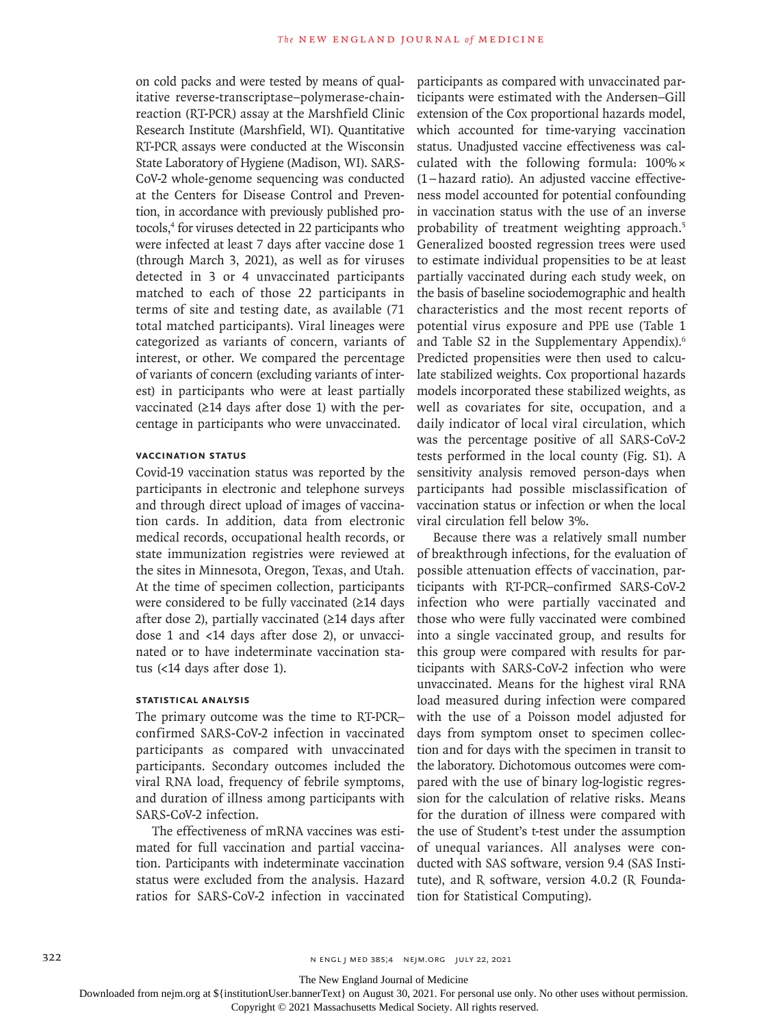on cold packs and were tested by means of qualitative reverse-transcriptase–polymerase-chain-reaction (RT-PCR) assay at the Marshfield Clinic Research Institute (Marshfield, WI). Quantitative RT-PCR assays were conducted at the Wisconsin State Laboratory of Hygiene (Madison, WI). SARS-CoV-2 whole-genome sequencing was conducted at the Centers for Disease Control and Prevention, in accordance with previously published protocols,[4] for viruses detected in 22 participants who were infected at least 7 days after vaccine dose 1 (through March 3, 2021), as well as for viruses detected in 3 or 4 unvaccinated participants matched to each of those 22 participants in terms of site and testing date, as available (71 total matched participants). Viral lineages were categorized as variants of concern, variants of interest, or other. We compared the percentage of variants of concern (excluding variants of interest) in participants who were at least partially vaccinated (≥14 days after dose 1) with the percentage in participants who were unvaccinated.

### Vaccination Status

Covid-19 vaccination status was reported by the participants in electronic and telephone surveys and through direct upload of images of vaccination cards. In addition, data from electronic medical records, occupational health records, or state immunization registries were reviewed at the sites in Minnesota, Oregon, Texas, and Utah. At the time of specimen collection, participants were considered to be fully vaccinated (≥14 days after dose 2), partially vaccinated (≥14 days after dose 1 and <14 days after dose 2), or unvaccinated or to have indeterminate vaccination status (<14 days after dose 1).

### Statistical Analysis

The primary outcome was the time to RT-PCR–confirmed SARS-CoV-2 infection in vaccinated participants as compared with unvaccinated participants. Secondary outcomes included the viral RNA load, frequency of febrile symptoms, and duration of illness among participants with SARS-CoV-2 infection.

The effectiveness of mRNA vaccines was estimated for full vaccination and partial vaccination. Participants with indeterminate vaccination status were excluded from the analysis. Hazard ratios for SARS-CoV-2 infection in vaccinated participants as compared with unvaccinated participants were estimated with the Andersen–Gill extension of the Cox proportional hazards model, which accounted for time-varying vaccination status. Unadjusted vaccine effectiveness was calculated with the following formula: 100% × (1 − hazard ratio). An adjusted vaccine effectiveness model accounted for potential confounding in vaccination status with the use of an inverse probability of treatment weighting approach.[5] Generalized boosted regression trees were used to estimate individual propensities to be at least partially vaccinated during each study week, on the basis of baseline sociodemographic and health characteristics and the most recent reports of potential virus exposure and PPE use (Table 1 and Table S2 in the Supplementary Appendix).[6] Predicted propensities were then used to calculate stabilized weights. Cox proportional hazards models incorporated these stabilized weights, as well as covariates for site, occupation, and a daily indicator of local viral circulation, which was the percentage positive of all SARS-CoV-2 tests performed in the local county (Fig. S1). A sensitivity analysis removed person-days when participants had possible misclassification of vaccination status or infection or when the local viral circulation fell below 3%.

Because there was a relatively small number of breakthrough infections, for the evaluation of possible attenuation effects of vaccination, participants with RT-PCR–confirmed SARS-CoV-2 infection who were partially vaccinated and those who were fully vaccinated were combined into a single vaccinated group, and results for this group were compared with results for participants with SARS-CoV-2 infection who were unvaccinated. Means for the highest viral RNA load measured during infection were compared with the use of a Poisson model adjusted for days from symptom onset to specimen collection and for days with the specimen in transit to the laboratory. Dichotomous outcomes were compared with the use of binary log-logistic regression for the calculation of relative risks. Means for the duration of illness were compared with the use of Student's t-test under the assumption of unequal variances. All analyses were conducted with SAS software, version 9.4 (SAS Institute), and R software, version 4.0.2 (R Foundation for Statistical Computing).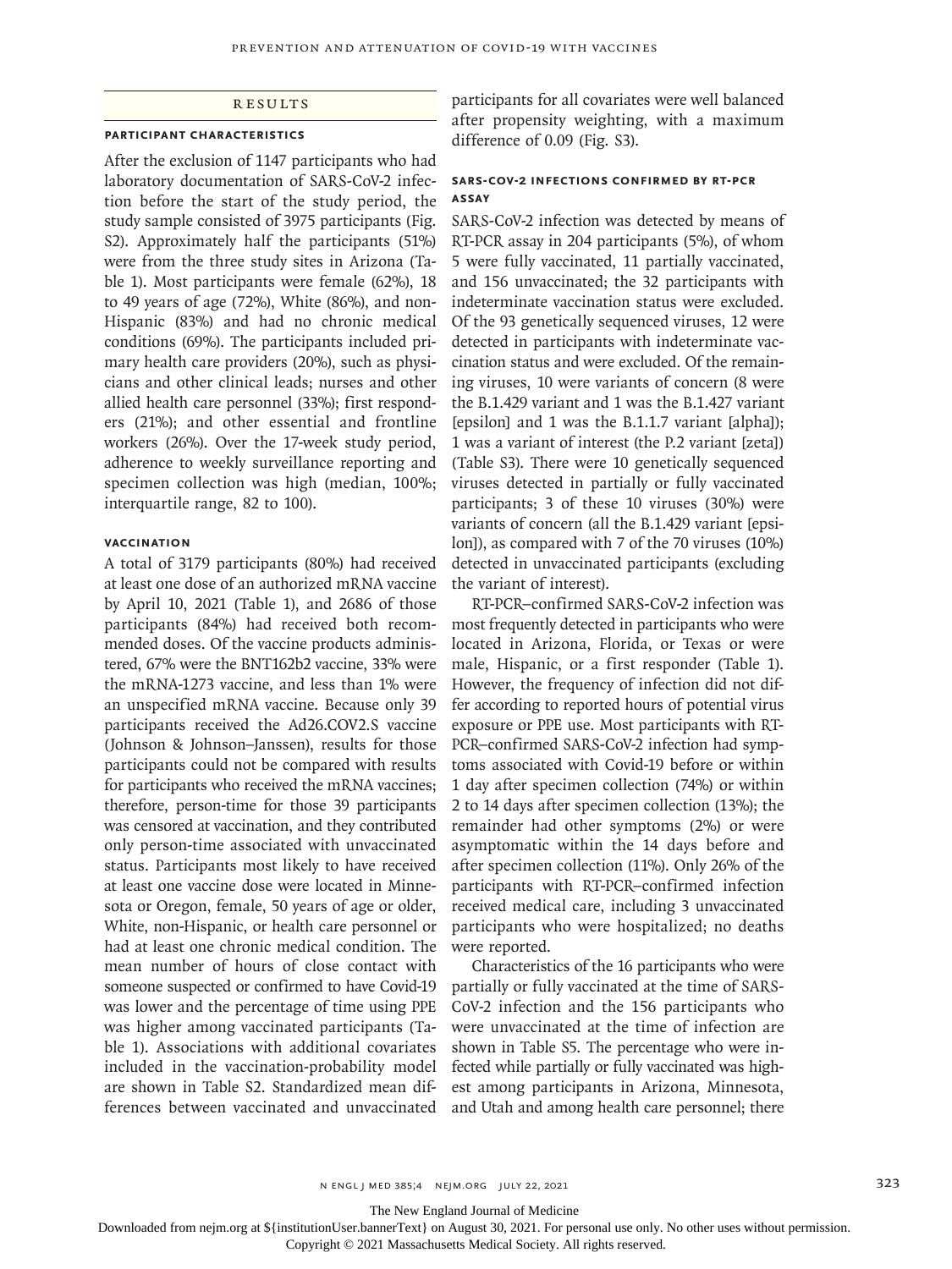## Results

### Participant Characteristics

After the exclusion of 1147 participants who had laboratory documentation of SARS-CoV-2 infection before the start of the study period, the study sample consisted of 3975 participants (Fig. S2). Approximately half the participants (51%) were from the three study sites in Arizona (Table 1). Most participants were female (62%), 18 to 49 years of age (72%), White (86%), and non-Hispanic (83%) and had no chronic medical conditions (69%). The participants included primary health care providers (20%), such as physicians and other clinical leads; nurses and other allied health care personnel (33%); first responders (21%); and other essential and frontline workers (26%). Over the 17-week study period, adherence to weekly surveillance reporting and specimen collection was high (median, 100%; interquartile range, 82 to 100).

### Vaccination

A total of 3179 participants (80%) had received at least one dose of an authorized mRNA vaccine by April 10, 2021 (Table 1), and 2686 of those participants (84%) had received both recommended doses. Of the vaccine products administered, 67% were the BNT162b2 vaccine, 33% were the mRNA-1273 vaccine, and less than 1% were an unspecified mRNA vaccine. Because only 39 participants received the Ad26.COV2.S vaccine (Johnson & Johnson–Janssen), results for those participants could not be compared with results for participants who received the mRNA vaccines; therefore, person-time for those 39 participants was censored at vaccination, and they contributed only person-time associated with unvaccinated status. Participants most likely to have received at least one vaccine dose were located in Minnesota or Oregon, female, 50 years of age or older, White, non-Hispanic, or health care personnel or had at least one chronic medical condition. The mean number of hours of close contact with someone suspected or confirmed to have Covid-19 was lower and the percentage of time using PPE was higher among vaccinated participants (Table 1). Associations with additional covariates included in the vaccination-probability model are shown in Table S2. Standardized mean differences between vaccinated and unvaccinated participants for all covariates were well balanced after propensity weighting, with a maximum difference of 0.09 (Fig. S3).

### SARS-CoV-2 Infections Confirmed by RT-PCR Assay

SARS-CoV-2 infection was detected by means of RT-PCR assay in 204 participants (5%), of whom 5 were fully vaccinated, 11 partially vaccinated, and 156 unvaccinated; the 32 participants with indeterminate vaccination status were excluded. Of the 93 genetically sequenced viruses, 12 were detected in participants with indeterminate vaccination status and were excluded. Of the remaining viruses, 10 were variants of concern (8 were the B.1.429 variant and 1 was the B.1.427 variant [epsilon] and 1 was the B.1.1.7 variant [alpha]); 1 was a variant of interest (the P.2 variant [zeta]) (Table S3). There were 10 genetically sequenced viruses detected in partially or fully vaccinated participants; 3 of these 10 viruses (30%) were variants of concern (all the B.1.429 variant [epsilon]), as compared with 7 of the 70 viruses (10%) detected in unvaccinated participants (excluding the variant of interest).

RT-PCR–confirmed SARS-CoV-2 infection was most frequently detected in participants who were located in Arizona, Florida, or Texas or were male, Hispanic, or a first responder (Table 1). However, the frequency of infection did not differ according to reported hours of potential virus exposure or PPE use. Most participants with RT-PCR–confirmed SARS-CoV-2 infection had symptoms associated with Covid-19 before or within 1 day after specimen collection (74%) or within 2 to 14 days after specimen collection (13%); the remainder had other symptoms (2%) or were asymptomatic within the 14 days before and after specimen collection (11%). Only 26% of the participants with RT-PCR–confirmed infection received medical care, including 3 unvaccinated participants who were hospitalized; no deaths were reported.

Characteristics of the 16 participants who were partially or fully vaccinated at the time of SARS-CoV-2 infection and the 156 participants who were unvaccinated at the time of infection are shown in Table S5. The percentage who were infected while partially or fully vaccinated was highest among participants in Arizona, Minnesota, and Utah and among health care personnel; there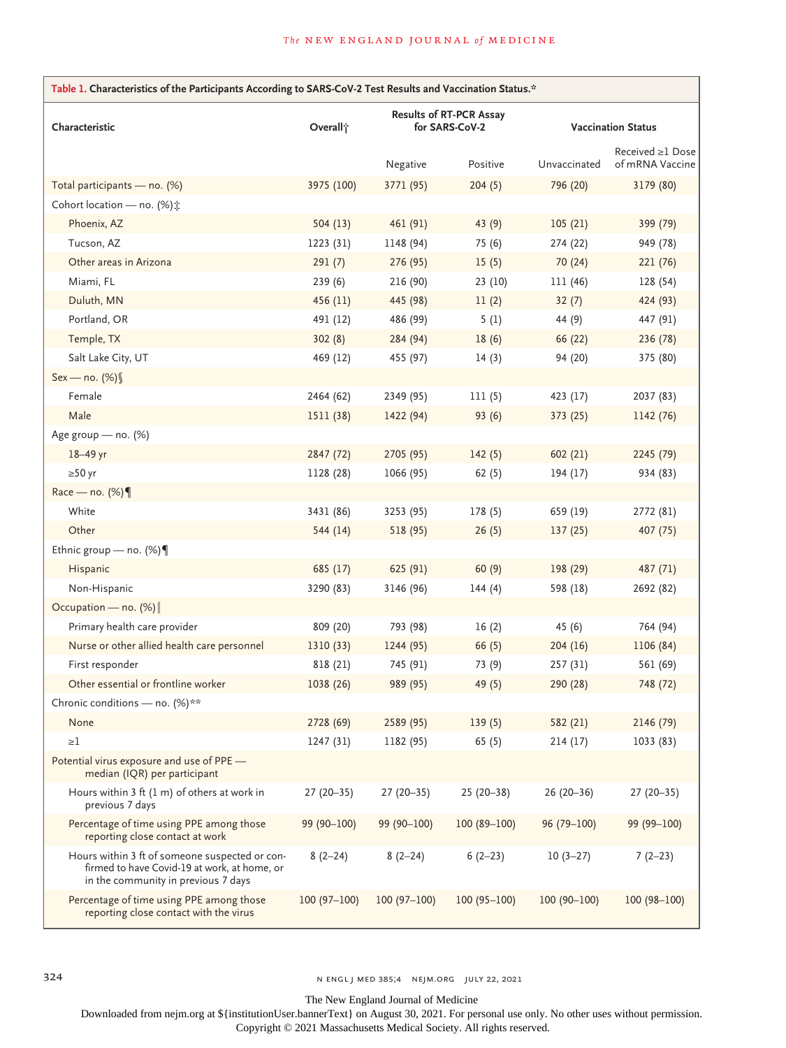**Table 1. Characteristics of the Participants According to SARS-CoV-2 Test Results and Vaccination Status.***

| Characteristic | Overall† | Results of RT-PCR Assay for SARS-CoV-2 | | Vaccination Status | |
|---|---|---|---|---|---|
| | | Negative | Positive | Unvaccinated | Received ≥1 Dose of mRNA Vaccine |
| Total participants — no. (%) | 3975 (100) | 3771 (95) | 204 (5) | 796 (20) | 3179 (80) |
| Cohort location — no. (%)‡ | | | | | |
| Phoenix, AZ | 504 (13) | 461 (91) | 43 (9) | 105 (21) | 399 (79) |
| Tucson, AZ | 1223 (31) | 1148 (94) | 75 (6) | 274 (22) | 949 (78) |
| Other areas in Arizona | 291 (7) | 276 (95) | 15 (5) | 70 (24) | 221 (76) |
| Miami, FL | 239 (6) | 216 (90) | 23 (10) | 111 (46) | 128 (54) |
| Duluth, MN | 456 (11) | 445 (98) | 11 (2) | 32 (7) | 424 (93) |
| Portland, OR | 491 (12) | 486 (99) | 5 (1) | 44 (9) | 447 (91) |
| Temple, TX | 302 (8) | 284 (94) | 18 (6) | 66 (22) | 236 (78) |
| Salt Lake City, UT | 469 (12) | 455 (97) | 14 (3) | 94 (20) | 375 (80) |
| Sex — no. (%)§ | | | | | |
| Female | 2464 (62) | 2349 (95) | 111 (5) | 423 (17) | 2037 (83) |
| Male | 1511 (38) | 1422 (94) | 93 (6) | 373 (25) | 1142 (76) |
| Age group — no. (%) | | | | | |
| 18–49 yr | 2847 (72) | 2705 (95) | 142 (5) | 602 (21) | 2245 (79) |
| ≥50 yr | 1128 (28) | 1066 (95) | 62 (5) | 194 (17) | 934 (83) |
| Race — no. (%)¶ | | | | | |
| White | 3431 (86) | 3253 (95) | 178 (5) | 659 (19) | 2772 (81) |
| Other | 544 (14) | 518 (95) | 26 (5) | 137 (25) | 407 (75) |
| Ethnic group — no. (%)¶ | | | | | |
| Hispanic | 685 (17) | 625 (91) | 60 (9) | 198 (29) | 487 (71) |
| Non-Hispanic | 3290 (83) | 3146 (96) | 144 (4) | 598 (18) | 2692 (82) |
| Occupation — no. (%)‖ | | | | | |
| Primary health care provider | 809 (20) | 793 (98) | 16 (2) | 45 (6) | 764 (94) |
| Nurse or other allied health care personnel | 1310 (33) | 1244 (95) | 66 (5) | 204 (16) | 1106 (84) |
| First responder | 818 (21) | 745 (91) | 73 (9) | 257 (31) | 561 (69) |
| Other essential or frontline worker | 1038 (26) | 989 (95) | 49 (5) | 290 (28) | 748 (72) |
| Chronic conditions — no. (%)** | | | | | |
| None | 2728 (69) | 2589 (95) | 139 (5) | 582 (21) | 2146 (79) |
| ≥1 | 1247 (31) | 1182 (95) | 65 (5) | 214 (17) | 1033 (83) |
| Potential virus exposure and use of PPE — median (IQR) per participant | | | | | |
| Hours within 3 ft (1 m) of others at work in previous 7 days | 27 (20–35) | 27 (20–35) | 25 (20–38) | 26 (20–36) | 27 (20–35) |
| Percentage of time using PPE among those reporting close contact at work | 99 (90–100) | 99 (90–100) | 100 (89–100) | 96 (79–100) | 99 (99–100) |
| Hours within 3 ft of someone suspected or confirmed to have Covid-19 at work, at home, or in the community in previous 7 days | 8 (2–24) | 8 (2–24) | 6 (2–23) | 10 (3–27) | 7 (2–23) |
| Percentage of time using PPE among those reporting close contact with the virus | 100 (97–100) | 100 (97–100) | 100 (95–100) | 100 (90–100) | 100 (98–100) |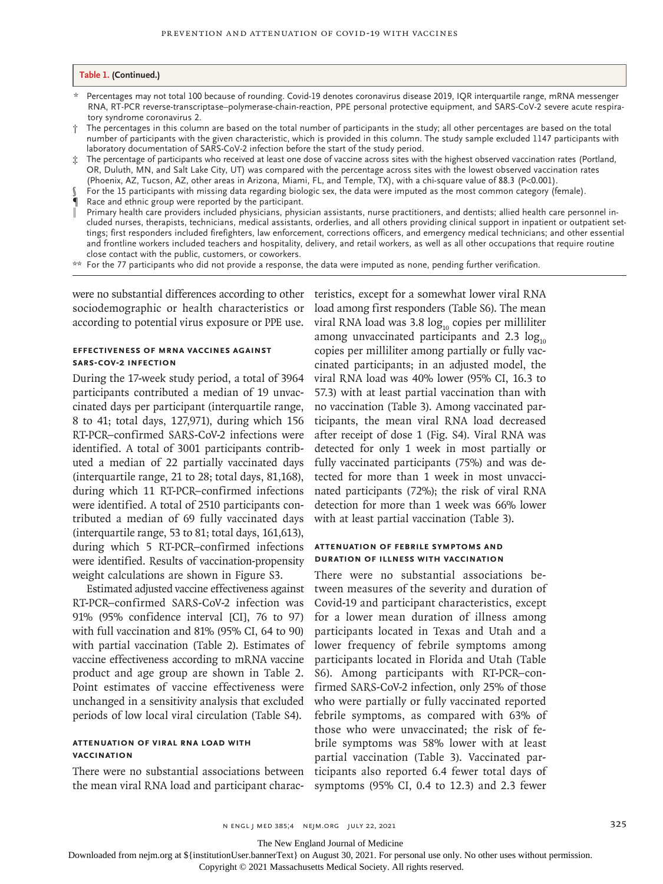**Table 1. (Continued.)**

\* Percentages may not total 100 because of rounding. Covid-19 denotes coronavirus disease 2019, IQR interquartile range, mRNA messenger RNA, RT-PCR reverse-transcriptase–polymerase-chain-reaction, PPE personal protective equipment, and SARS-CoV-2 severe acute respiratory syndrome coronavirus 2.

† The percentages in this column are based on the total number of participants in the study; all other percentages are based on the total number of participants with the given characteristic, which is provided in this column. The study sample excluded 1147 participants with laboratory documentation of SARS-CoV-2 infection before the start of the study period.

‡ The percentage of participants who received at least one dose of vaccine across sites with the highest observed vaccination rates (Portland, OR, Duluth, MN, and Salt Lake City, UT) was compared with the percentage across sites with the lowest observed vaccination rates (Phoenix, AZ, Tucson, AZ, other areas in Arizona, Miami, FL, and Temple, TX), with a chi-square value of 88.3 ($P<0.001$).

§ For the 15 participants with missing data regarding biologic sex, the data were imputed as the most common category (female).

¶ Race and ethnic group were reported by the participant.

‖ Primary health care providers included physicians, physician assistants, nurse practitioners, and dentists; allied health care personnel included nurses, therapists, technicians, medical assistants, orderlies, and all others providing clinical support in inpatient or outpatient settings; first responders included firefighters, law enforcement, corrections officers, and emergency medical technicians; and other essential and frontline workers included teachers and hospitality, delivery, and retail workers, as well as all other occupations that require routine close contact with the public, customers, or coworkers.

\*\* For the 77 participants who did not provide a response, the data were imputed as none, pending further verification.

were no substantial differences according to other sociodemographic or health characteristics or according to potential virus exposure or PPE use.

### EFFECTIVENESS OF MRNA VACCINES AGAINST SARS-COV-2 INFECTION

During the 17-week study period, a total of 3964 participants contributed a median of 19 unvaccinated days per participant (interquartile range, 8 to 41; total days, 127,971), during which 156 RT-PCR–confirmed SARS-CoV-2 infections were identified. A total of 3001 participants contributed a median of 22 partially vaccinated days (interquartile range, 21 to 28; total days, 81,168), during which 11 RT-PCR–confirmed infections were identified. A total of 2510 participants contributed a median of 69 fully vaccinated days (interquartile range, 53 to 81; total days, 161,613), during which 5 RT-PCR–confirmed infections were identified. Results of vaccination-propensity weight calculations are shown in Figure S3.

Estimated adjusted vaccine effectiveness against RT-PCR–confirmed SARS-CoV-2 infection was 91% (95% confidence interval [CI], 76 to 97) with full vaccination and 81% (95% CI, 64 to 90) with partial vaccination (Table 2). Estimates of vaccine effectiveness according to mRNA vaccine product and age group are shown in Table 2. Point estimates of vaccine effectiveness were unchanged in a sensitivity analysis that excluded periods of low local viral circulation (Table S4).

### ATTENUATION OF VIRAL RNA LOAD WITH VACCINATION

There were no substantial associations between the mean viral RNA load and participant characteristics, except for a somewhat lower viral RNA load among first responders (Table S6). The mean viral RNA load was 3.8 $\log_{10}$ copies per milliliter among unvaccinated participants and 2.3 $\log_{10}$ copies per milliliter among partially or fully vaccinated participants; in an adjusted model, the viral RNA load was 40% lower (95% CI, 16.3 to 57.3) with at least partial vaccination than with no vaccination (Table 3). Among vaccinated participants, the mean viral RNA load decreased after receipt of dose 1 (Fig. S4). Viral RNA was detected for only 1 week in most partially or fully vaccinated participants (75%) and was detected for more than 1 week in most unvaccinated participants (72%); the risk of viral RNA detection for more than 1 week was 66% lower with at least partial vaccination (Table 3).

### ATTENUATION OF FEBRILE SYMPTOMS AND DURATION OF ILLNESS WITH VACCINATION

There were no substantial associations between measures of the severity and duration of Covid-19 and participant characteristics, except for a lower mean duration of illness among participants located in Texas and Utah and a lower frequency of febrile symptoms among participants located in Florida and Utah (Table S6). Among participants with RT-PCR–confirmed SARS-CoV-2 infection, only 25% of those who were partially or fully vaccinated reported febrile symptoms, as compared with 63% of those who were unvaccinated; the risk of febrile symptoms was 58% lower with at least partial vaccination (Table 3). Vaccinated participants also reported 6.4 fewer total days of symptoms (95% CI, 0.4 to 12.3) and 2.3 fewer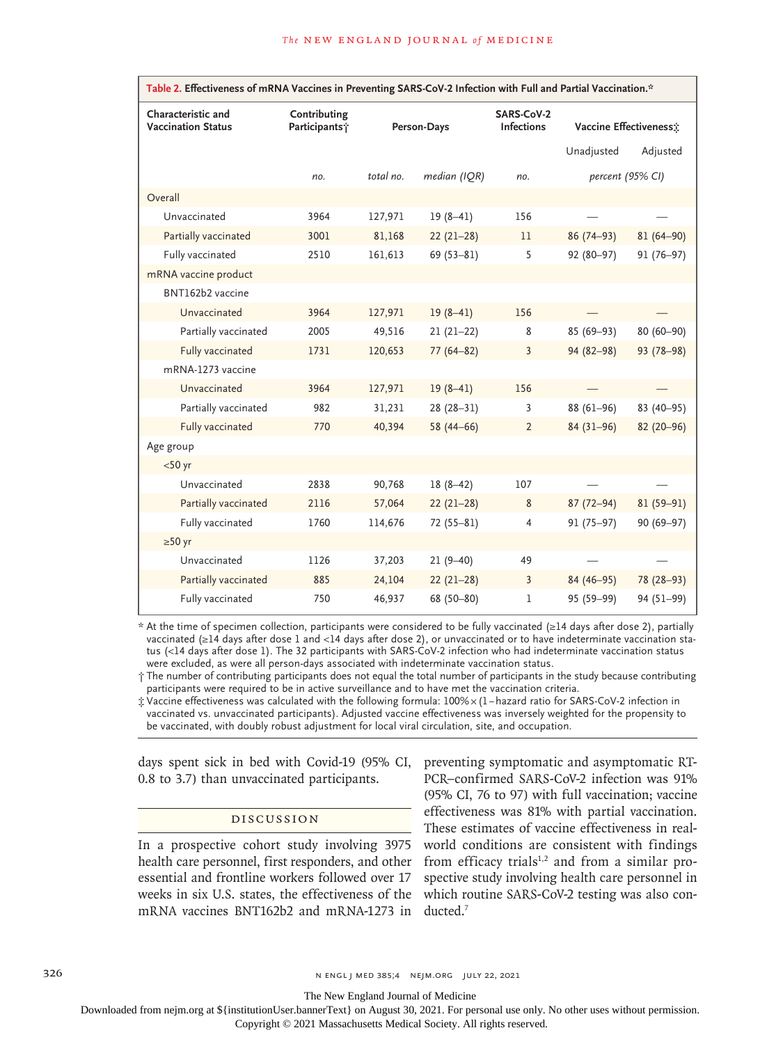**Table 2. Effectiveness of mRNA Vaccines in Preventing SARS-CoV-2 Infection with Full and Partial Vaccination.***

| Characteristic and Vaccination Status | Contributing Participants† | Person-Days | | SARS-CoV-2 Infections | Vaccine Effectiveness‡ | |
|---|---|---|---|---|---|---|
| | | | | | Unadjusted | Adjusted |
| | *no.* | *total no.* | *median (IQR)* | *no.* | *percent (95% CI)* | |
| Overall | | | | | | |
| Unvaccinated | 3964 | 127,971 | 19 (8–41) | 156 | — | — |
| Partially vaccinated | 3001 | 81,168 | 22 (21–28) | 11 | 86 (74–93) | 81 (64–90) |
| Fully vaccinated | 2510 | 161,613 | 69 (53–81) | 5 | 92 (80–97) | 91 (76–97) |
| mRNA vaccine product | | | | | | |
| BNT162b2 vaccine | | | | | | |
| Unvaccinated | 3964 | 127,971 | 19 (8–41) | 156 | — | — |
| Partially vaccinated | 2005 | 49,516 | 21 (21–22) | 8 | 85 (69–93) | 80 (60–90) |
| Fully vaccinated | 1731 | 120,653 | 77 (64–82) | 3 | 94 (82–98) | 93 (78–98) |
| mRNA-1273 vaccine | | | | | | |
| Unvaccinated | 3964 | 127,971 | 19 (8–41) | 156 | — | — |
| Partially vaccinated | 982 | 31,231 | 28 (28–31) | 3 | 88 (61–96) | 83 (40–95) |
| Fully vaccinated | 770 | 40,394 | 58 (44–66) | 2 | 84 (31–96) | 82 (20–96) |
| Age group | | | | | | |
| <50 yr | | | | | | |
| Unvaccinated | 2838 | 90,768 | 18 (8–42) | 107 | — | — |
| Partially vaccinated | 2116 | 57,064 | 22 (21–28) | 8 | 87 (72–94) | 81 (59–91) |
| Fully vaccinated | 1760 | 114,676 | 72 (55–81) | 4 | 91 (75–97) | 90 (69–97) |
| ≥50 yr | | | | | | |
| Unvaccinated | 1126 | 37,203 | 21 (9–40) | 49 | — | — |
| Partially vaccinated | 885 | 24,104 | 22 (21–28) | 3 | 84 (46–95) | 78 (28–93) |
| Fully vaccinated | 750 | 46,937 | 68 (50–80) | 1 | 95 (59–99) | 94 (51–99) |

\* At the time of specimen collection, participants were considered to be fully vaccinated (≥14 days after dose 2), partially vaccinated (≥14 days after dose 1 and <14 days after dose 2), or unvaccinated or to have indeterminate vaccination status (<14 days after dose 1). The 32 participants with SARS-CoV-2 infection who had indeterminate vaccination status were excluded, as were all person-days associated with indeterminate vaccination status.

† The number of contributing participants does not equal the total number of participants in the study because contributing participants were required to be in active surveillance and to have met the vaccination criteria.

‡ Vaccine effectiveness was calculated with the following formula: 100%×(1−hazard ratio for SARS-CoV-2 infection in vaccinated vs. unvaccinated participants). Adjusted vaccine effectiveness was inversely weighted for the propensity to be vaccinated, with doubly robust adjustment for local viral circulation, site, and occupation.

days spent sick in bed with Covid-19 (95% CI, 0.8 to 3.7) than unvaccinated participants.

## DISCUSSION

In a prospective cohort study involving 3975 health care personnel, first responders, and other essential and frontline workers followed over 17 weeks in six U.S. states, the effectiveness of the mRNA vaccines BNT162b2 and mRNA-1273 in preventing symptomatic and asymptomatic RT-PCR–confirmed SARS-CoV-2 infection was 91% (95% CI, 76 to 97) with full vaccination; vaccine effectiveness was 81% with partial vaccination. These estimates of vaccine effectiveness in real-world conditions are consistent with findings from efficacy trials[1,2] and from a similar prospective study involving health care personnel in which routine SARS-CoV-2 testing was also conducted.[7]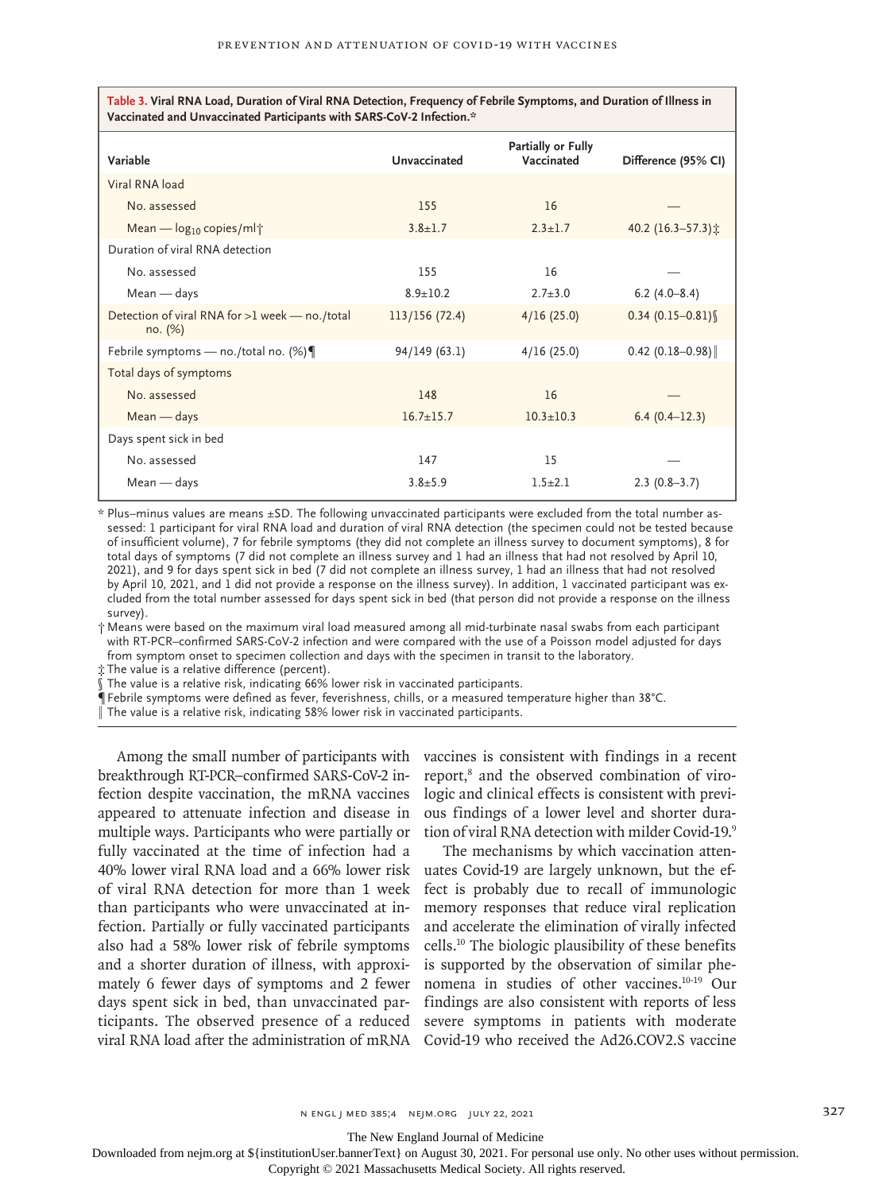**Table 3. Viral RNA Load, Duration of Viral RNA Detection, Frequency of Febrile Symptoms, and Duration of Illness in Vaccinated and Unvaccinated Participants with SARS-CoV-2 Infection.***

| Variable | Unvaccinated | Partially or Fully Vaccinated | Difference (95% CI) |
|---|---|---|---|
| Viral RNA load | | | |
| No. assessed | 155 | 16 | — |
| Mean — $\log_{10}$ copies/ml† | 3.8±1.7 | 2.3±1.7 | 40.2 (16.3–57.3)‡ |
| Duration of viral RNA detection | | | |
| No. assessed | 155 | 16 | — |
| Mean — days | 8.9±10.2 | 2.7±3.0 | 6.2 (4.0–8.4) |
| Detection of viral RNA for >1 week — no./total no. (%) | 113/156 (72.4) | 4/16 (25.0) | 0.34 (0.15–0.81)§ |
| Febrile symptoms — no./total no. (%)¶ | 94/149 (63.1) | 4/16 (25.0) | 0.42 (0.18–0.98)‖ |
| Total days of symptoms | | | |
| No. assessed | 148 | 16 | — |
| Mean — days | 16.7±15.7 | 10.3±10.3 | 6.4 (0.4–12.3) |
| Days spent sick in bed | | | |
| No. assessed | 147 | 15 | — |
| Mean — days | 3.8±5.9 | 1.5±2.1 | 2.3 (0.8–3.7) |

\* Plus–minus values are means ±SD. The following unvaccinated participants were excluded from the total number assessed: 1 participant for viral RNA load and duration of viral RNA detection (the specimen could not be tested because of insufficient volume), 7 for febrile symptoms (they did not complete an illness survey to document symptoms), 8 for total days of symptoms (7 did not complete an illness survey and 1 had an illness that had not resolved by April 10, 2021), and 9 for days spent sick in bed (7 did not complete an illness survey, 1 had an illness that had not resolved by April 10, 2021, and 1 did not provide a response on the illness survey). In addition, 1 vaccinated participant was excluded from the total number assessed for days spent sick in bed (that person did not provide a response on the illness survey).

† Means were based on the maximum viral load measured among all mid-turbinate nasal swabs from each participant with RT-PCR–confirmed SARS-CoV-2 infection and were compared with the use of a Poisson model adjusted for days from symptom onset to specimen collection and days with the specimen in transit to the laboratory.

‡ The value is a relative difference (percent).

§ The value is a relative risk, indicating 66% lower risk in vaccinated participants.

¶ Febrile symptoms were defined as fever, feverishness, chills, or a measured temperature higher than 38°C.

‖ The value is a relative risk, indicating 58% lower risk in vaccinated participants.

Among the small number of participants with breakthrough RT-PCR–confirmed SARS-CoV-2 infection despite vaccination, the mRNA vaccines appeared to attenuate infection and disease in multiple ways. Participants who were partially or fully vaccinated at the time of infection had a 40% lower viral RNA load and a 66% lower risk of viral RNA detection for more than 1 week than participants who were unvaccinated at infection. Partially or fully vaccinated participants also had a 58% lower risk of febrile symptoms and a shorter duration of illness, with approximately 6 fewer days of symptoms and 2 fewer days spent sick in bed, than unvaccinated participants. The observed presence of a reduced viral RNA load after the administration of mRNA vaccines is consistent with findings in a recent report,[8] and the observed combination of virologic and clinical effects is consistent with previous findings of a lower level and shorter duration of viral RNA detection with milder Covid-19.[9]

The mechanisms by which vaccination attenuates Covid-19 are largely unknown, but the effect is probably due to recall of immunologic memory responses that reduce viral replication and accelerate the elimination of virally infected cells.[10] The biologic plausibility of these benefits is supported by the observation of similar phenomena in studies of other vaccines.[10-19] Our findings are also consistent with reports of less severe symptoms in patients with moderate Covid-19 who received the Ad26.COV2.S vaccine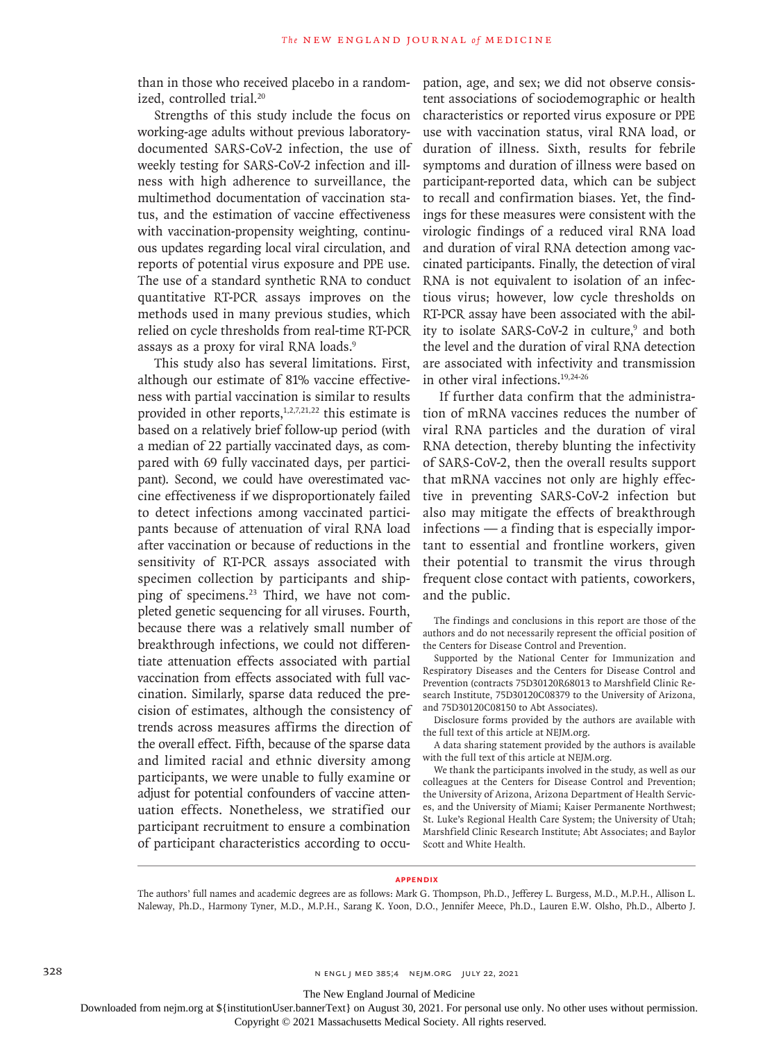than in those who received placebo in a randomized, controlled trial.[20]

Strengths of this study include the focus on working-age adults without previous laboratory-documented SARS-CoV-2 infection, the use of weekly testing for SARS-CoV-2 infection and illness with high adherence to surveillance, the multimethod documentation of vaccination status, and the estimation of vaccine effectiveness with vaccination-propensity weighting, continuous updates regarding local viral circulation, and reports of potential virus exposure and PPE use. The use of a standard synthetic RNA to conduct quantitative RT-PCR assays improves on the methods used in many previous studies, which relied on cycle thresholds from real-time RT-PCR assays as a proxy for viral RNA loads.[9]

This study also has several limitations. First, although our estimate of 81% vaccine effectiveness with partial vaccination is similar to results provided in other reports,[1,2,7,21,22] this estimate is based on a relatively brief follow-up period (with a median of 22 partially vaccinated days, as compared with 69 fully vaccinated days, per participant). Second, we could have overestimated vaccine effectiveness if we disproportionately failed to detect infections among vaccinated participants because of attenuation of viral RNA load after vaccination or because of reductions in the sensitivity of RT-PCR assays associated with specimen collection by participants and shipping of specimens.[23] Third, we have not completed genetic sequencing for all viruses. Fourth, because there was a relatively small number of breakthrough infections, we could not differentiate attenuation effects associated with partial vaccination from effects associated with full vaccination. Similarly, sparse data reduced the precision of estimates, although the consistency of trends across measures affirms the direction of the overall effect. Fifth, because of the sparse data and limited racial and ethnic diversity among participants, we were unable to fully examine or adjust for potential confounders of vaccine attenuation effects. Nonetheless, we stratified our participant recruitment to ensure a combination of participant characteristics according to occupation, age, and sex; we did not observe consistent associations of sociodemographic or health characteristics or reported virus exposure or PPE use with vaccination status, viral RNA load, or duration of illness. Sixth, results for febrile symptoms and duration of illness were based on participant-reported data, which can be subject to recall and confirmation biases. Yet, the findings for these measures were consistent with the virologic findings of a reduced viral RNA load and duration of viral RNA detection among vaccinated participants. Finally, the detection of viral RNA is not equivalent to isolation of an infectious virus; however, low cycle thresholds on RT-PCR assay have been associated with the ability to isolate SARS-CoV-2 in culture,[9] and both the level and the duration of viral RNA detection are associated with infectivity and transmission in other viral infections.[19,24-26]

If further data confirm that the administration of mRNA vaccines reduces the number of viral RNA particles and the duration of viral RNA detection, thereby blunting the infectivity of SARS-CoV-2, then the overall results support that mRNA vaccines not only are highly effective in preventing SARS-CoV-2 infection but also may mitigate the effects of breakthrough infections — a finding that is especially important to essential and frontline workers, given their potential to transmit the virus through frequent close contact with patients, coworkers, and the public.

The findings and conclusions in this report are those of the authors and do not necessarily represent the official position of the Centers for Disease Control and Prevention.

Supported by the National Center for Immunization and Respiratory Diseases and the Centers for Disease Control and Prevention (contracts 75D30120R68013 to Marshfield Clinic Research Institute, 75D30120C08379 to the University of Arizona, and 75D30120C08150 to Abt Associates).

Disclosure forms provided by the authors are available with the full text of this article at NEJM.org.

A data sharing statement provided by the authors is available with the full text of this article at NEJM.org.

We thank the participants involved in the study, as well as our colleagues at the Centers for Disease Control and Prevention; the University of Arizona, Arizona Department of Health Services, and the University of Miami; Kaiser Permanente Northwest; St. Luke's Regional Health Care System; the University of Utah; Marshfield Clinic Research Institute; Abt Associates; and Baylor Scott and White Health.

## APPENDIX

The authors' full names and academic degrees are as follows: Mark G. Thompson, Ph.D., Jefferey L. Burgess, M.D., M.P.H., Allison L. Naleway, Ph.D., Harmony Tyner, M.D., M.P.H., Sarang K. Yoon, D.O., Jennifer Meece, Ph.D., Lauren E.W. Olsho, Ph.D., Alberto J.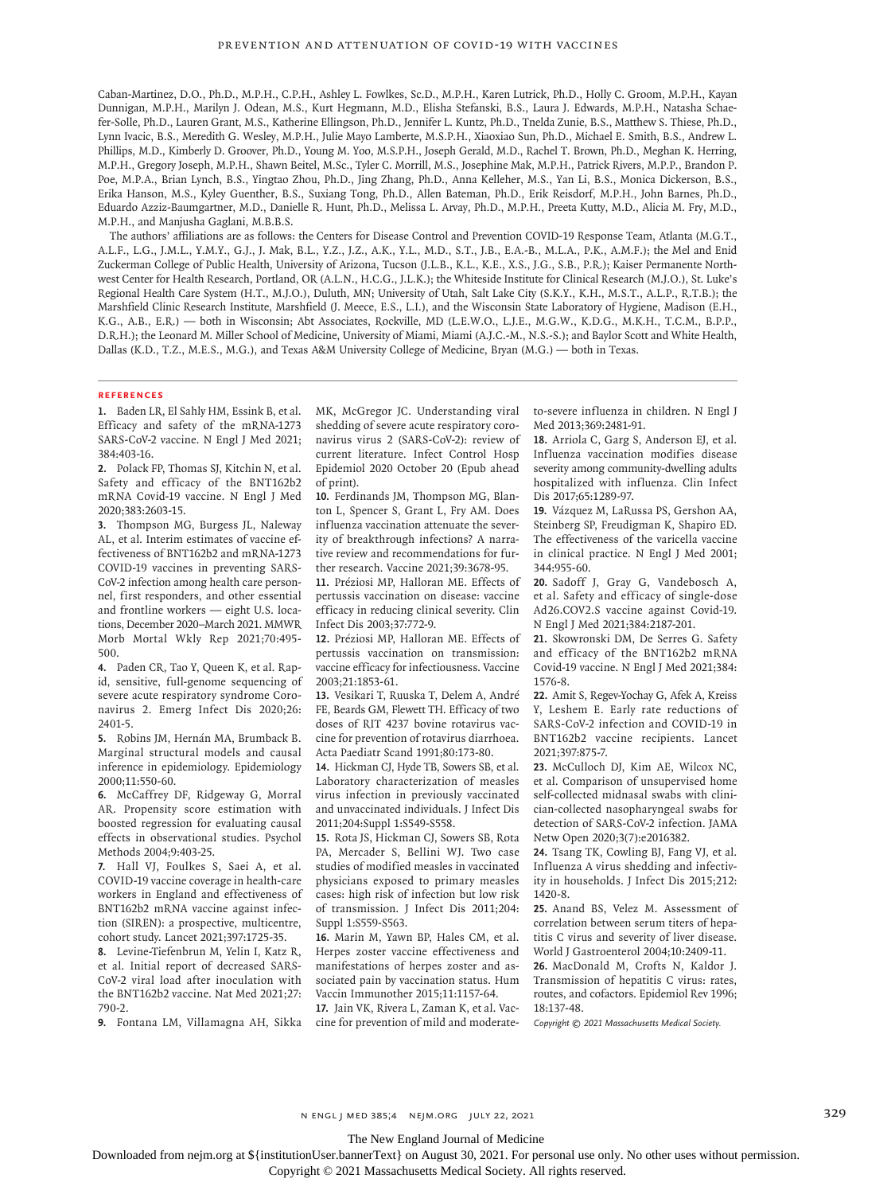Caban-Martinez, D.O., Ph.D., M.P.H., C.P.H., Ashley L. Fowlkes, Sc.D., M.P.H., Karen Lutrick, Ph.D., Holly C. Groom, M.P.H., Kayan Dunnigan, M.P.H., Marilyn J. Odean, M.S., Kurt Hegmann, M.D., Elisha Stefanski, B.S., Laura J. Edwards, M.P.H., Natasha Schaefer-Solle, Ph.D., Lauren Grant, M.S., Katherine Ellingson, Ph.D., Jennifer L. Kuntz, Ph.D., Tnelda Zunie, B.S., Matthew S. Thiese, Ph.D., Lynn Ivacic, B.S., Meredith G. Wesley, M.P.H., Julie Mayo Lamberte, M.S.P.H., Xiaoxiao Sun, Ph.D., Michael E. Smith, B.S., Andrew L. Phillips, M.D., Kimberly D. Groover, Ph.D., Young M. Yoo, M.S.P.H., Joseph Gerald, M.D., Rachel T. Brown, Ph.D., Meghan K. Herring, M.P.H., Gregory Joseph, M.P.H., Shawn Beitel, M.Sc., Tyler C. Morrill, M.S., Josephine Mak, M.P.H., Patrick Rivers, M.P.P., Brandon P. Poe, M.P.A., Brian Lynch, B.S., Yingtao Zhou, Ph.D., Jing Zhang, Ph.D., Anna Kelleher, M.S., Yan Li, B.S., Monica Dickerson, B.S., Erika Hanson, M.S., Kyley Guenther, B.S., Suxiang Tong, Ph.D., Allen Bateman, Ph.D., Erik Reisdorf, M.P.H., John Barnes, Ph.D., Eduardo Azziz-Baumgartner, M.D., Danielle R. Hunt, Ph.D., Melissa L. Arvay, Ph.D., M.P.H., Preeta Kutty, M.D., Alicia M. Fry, M.D., M.P.H., and Manjusha Gaglani, M.B.B.S.

The authors' affiliations are as follows: the Centers for Disease Control and Prevention COVID-19 Response Team, Atlanta (M.G.T., A.L.F., L.G., J.M.L., Y.M.Y., G.J., J. Mak, B.L., Y.Z., J.Z., A.K., Y.L., M.D., S.T., J.B., E.A.-B., M.L.A., P.K., A.M.F.); the Mel and Enid Zuckerman College of Public Health, University of Arizona, Tucson (J.L.B., K.L., K.E., X.S., J.G., S.B., P.R.); Kaiser Permanente Northwest Center for Health Research, Portland, OR (A.L.N., H.C.G., J.L.K.); the Whiteside Institute for Clinical Research (M.J.O.), St. Luke's Regional Health Care System (H.T., M.J.O.), Duluth, MN; University of Utah, Salt Lake City (S.K.Y., K.H., M.S.T., A.L.P., R.T.B.); the Marshfield Clinic Research Institute, Marshfield (J. Meece, E.S., L.I.), and the Wisconsin State Laboratory of Hygiene, Madison (E.H., K.G., A.B., E.R.) — both in Wisconsin; Abt Associates, Rockville, MD (L.E.W.O., L.J.E., M.G.W., K.D.G., M.K.H., T.C.M., B.P.P., D.R.H.); the Leonard M. Miller School of Medicine, University of Miami, Miami (A.J.C.-M., N.S.-S.); and Baylor Scott and White Health, Dallas (K.D., T.Z., M.E.S., M.G.), and Texas A&M University College of Medicine, Bryan (M.G.) — both in Texas.

## References

1. Baden LR, El Sahly HM, Essink B, et al. Efficacy and safety of the mRNA-1273 SARS-CoV-2 vaccine. N Engl J Med 2021;384:403-16.
2. Polack FP, Thomas SJ, Kitchin N, et al. Safety and efficacy of the BNT162b2 mRNA Covid-19 vaccine. N Engl J Med 2020;383:2603-15.
3. Thompson MG, Burgess JL, Naleway AL, et al. Interim estimates of vaccine effectiveness of BNT162b2 and mRNA-1273 COVID-19 vaccines in preventing SARS-CoV-2 infection among health care personnel, first responders, and other essential and frontline workers — eight U.S. locations, December 2020–March 2021. MMWR Morb Mortal Wkly Rep 2021;70:495-500.
4. Paden CR, Tao Y, Queen K, et al. Rapid, sensitive, full-genome sequencing of severe acute respiratory syndrome Coronavirus 2. Emerg Infect Dis 2020;26:2401-5.
5. Robins JM, Hernán MA, Brumback B. Marginal structural models and causal inference in epidemiology. Epidemiology 2000;11:550-60.
6. McCaffrey DF, Ridgeway G, Morral AR. Propensity score estimation with boosted regression for evaluating causal effects in observational studies. Psychol Methods 2004;9:403-25.
7. Hall VJ, Foulkes S, Saei A, et al. COVID-19 vaccine coverage in health-care workers in England and effectiveness of BNT162b2 mRNA vaccine against infection (SIREN): a prospective, multicentre, cohort study. Lancet 2021;397:1725-35.
8. Levine-Tiefenbrun M, Yelin I, Katz R, et al. Initial report of decreased SARS-CoV-2 viral load after inoculation with the BNT162b2 vaccine. Nat Med 2021;27:790-2.
9. Fontana LM, Villamagna AH, Sikka MK, McGregor JC. Understanding viral shedding of severe acute respiratory coronavirus virus 2 (SARS-CoV-2): review of current literature. Infect Control Hosp Epidemiol 2020 October 20 (Epub ahead of print).
10. Ferdinands JM, Thompson MG, Blanton L, Spencer S, Grant L, Fry AM. Does influenza vaccination attenuate the severity of breakthrough infections? A narrative review and recommendations for further research. Vaccine 2021;39:3678-95.
11. Préziosi MP, Halloran ME. Effects of pertussis vaccination on disease: vaccine efficacy in reducing clinical severity. Clin Infect Dis 2003;37:772-9.
12. Préziosi MP, Halloran ME. Effects of pertussis vaccination on transmission: vaccine efficacy for infectiousness. Vaccine 2003;21:1853-61.
13. Vesikari T, Ruuska T, Delem A, André FE, Beards GM, Flewett TH. Efficacy of two doses of RIT 4237 bovine rotavirus vaccine for prevention of rotavirus diarrhoea. Acta Paediatr Scand 1991;80:173-80.
14. Hickman CJ, Hyde TB, Sowers SB, et al. Laboratory characterization of measles virus infection in previously vaccinated and unvaccinated individuals. J Infect Dis 2011;204:Suppl 1:S549-S558.
15. Rota JS, Hickman CJ, Sowers SB, Rota PA, Mercader S, Bellini WJ. Two case studies of modified measles in vaccinated physicians exposed to primary measles cases: high risk of infection but low risk of transmission. J Infect Dis 2011;204:Suppl 1:S559-S563.
16. Marin M, Yawn BP, Hales CM, et al. Herpes zoster vaccine effectiveness and manifestations of herpes zoster and associated pain by vaccination status. Hum Vaccin Immunother 2015;11:1157-64.
17. Jain VK, Rivera L, Zaman K, et al. Vaccine for prevention of mild and moderate-to-severe influenza in children. N Engl J Med 2013;369:2481-91.
18. Arriola C, Garg S, Anderson EJ, et al. Influenza vaccination modifies disease severity among community-dwelling adults hospitalized with influenza. Clin Infect Dis 2017;65:1289-97.
19. Vázquez M, LaRussa PS, Gershon AA, Steinberg SP, Freudigman K, Shapiro ED. The effectiveness of the varicella vaccine in clinical practice. N Engl J Med 2001;344:955-60.
20. Sadoff J, Gray G, Vandebosch A, et al. Safety and efficacy of single-dose Ad26.COV2.S vaccine against Covid-19. N Engl J Med 2021;384:2187-201.
21. Skowronski DM, De Serres G. Safety and efficacy of the BNT162b2 mRNA Covid-19 vaccine. N Engl J Med 2021;384:1576-8.
22. Amit S, Regev-Yochay G, Afek A, Kreiss Y, Leshem E. Early rate reductions of SARS-CoV-2 infection and COVID-19 in BNT162b2 vaccine recipients. Lancet 2021;397:875-7.
23. McCulloch DJ, Kim AE, Wilcox NC, et al. Comparison of unsupervised home self-collected midnasal swabs with clinician-collected nasopharyngeal swabs for detection of SARS-CoV-2 infection. JAMA Netw Open 2020;3(7):e2016382.
24. Tsang TK, Cowling BJ, Fang VJ, et al. Influenza A virus shedding and infectivity in households. J Infect Dis 2015;212:1420-8.
25. Anand BS, Velez M. Assessment of correlation between serum titers of hepatitis C virus and severity of liver disease. World J Gastroenterol 2004;10:2409-11.
26. MacDonald M, Crofts N, Kaldor J. Transmission of hepatitis C virus: rates, routes, and cofactors. Epidemiol Rev 1996;18:137-48.

*Copyright © 2021 Massachusetts Medical Society.*